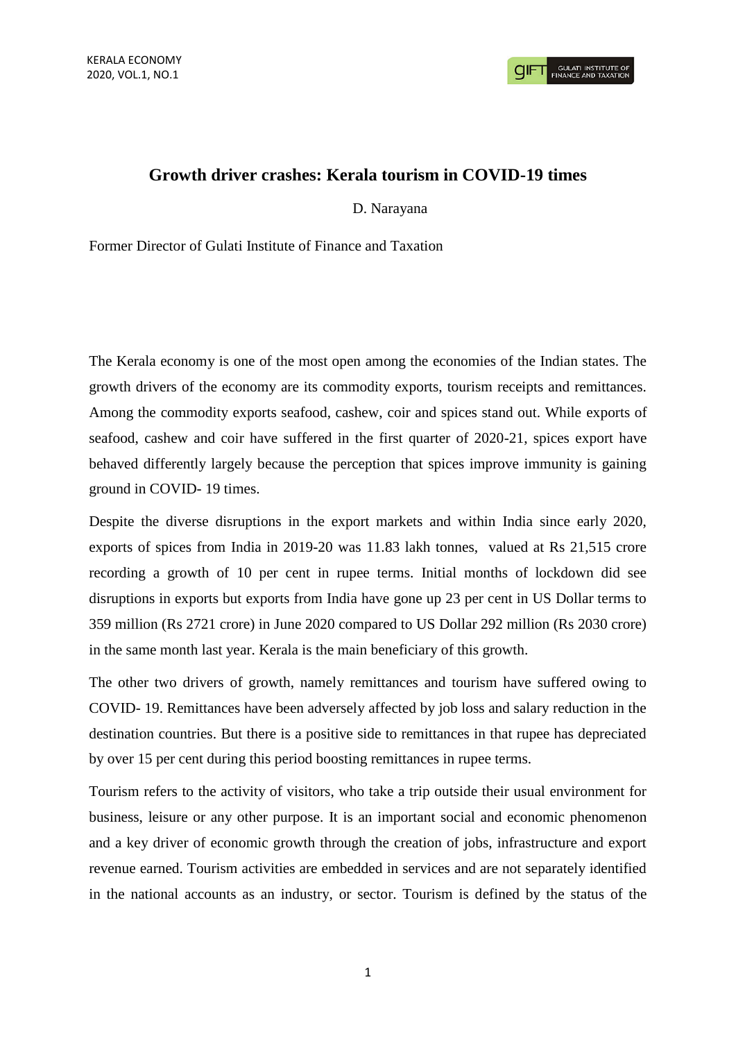# Growth driver crashes: Kerala tourism in COVID-19 times

D. Narayana

Former Director of Gulati Institute of Finance and Taxation

The Kerala economy is one of the most open among the economies of the Indian states. The growth drivers of the economy are its commodity exports, tourism receipts and remittances. Among the commodity exports seafood, cashew, coir and spices stand out. While exports of seafood, cashew and coir have suffered in the first quarter of 2020-21, spices export have behaved differently largely because the perception that spices improve immunity is gaining ground in COVID- 19 times.

Despite the diverse disruptions in the export markets and within India since early 2020, exports of spices from India in 2019-20 was 11.83 lakh tonnes, valued at Rs 21,515 crore recording a growth of 10 per cent in rupee terms. Initial months of lockdown did see disruptions in exports but exports from India have gone up 23 per cent in US Dollar terms to 359 million (Rs 2721 crore) in June 2020 compared to US Dollar 292 million (Rs 2030 crore) in the same month last year. Kerala is the main beneficiary of this growth.

The other two drivers of growth, namely remittances and tourism have suffered owing to COVID- 19. Remittances have been adversely affected by job loss and salary reduction in the destination countries. But there is a positive side to remittances in that rupee has depreciated by over 15 per cent during this period boosting remittances in rupee terms.

Tourism refers to the activity of visitors, who take a trip outside their usual environment for business, leisure or any other purpose. It is an important social and economic phenomenon and a key driver of economic growth through the creation of jobs, infrastructure and export revenue earned. Tourism activities are embedded in services and are not separately identified in the national accounts as an industry, or sector. Tourism is defined by the status of the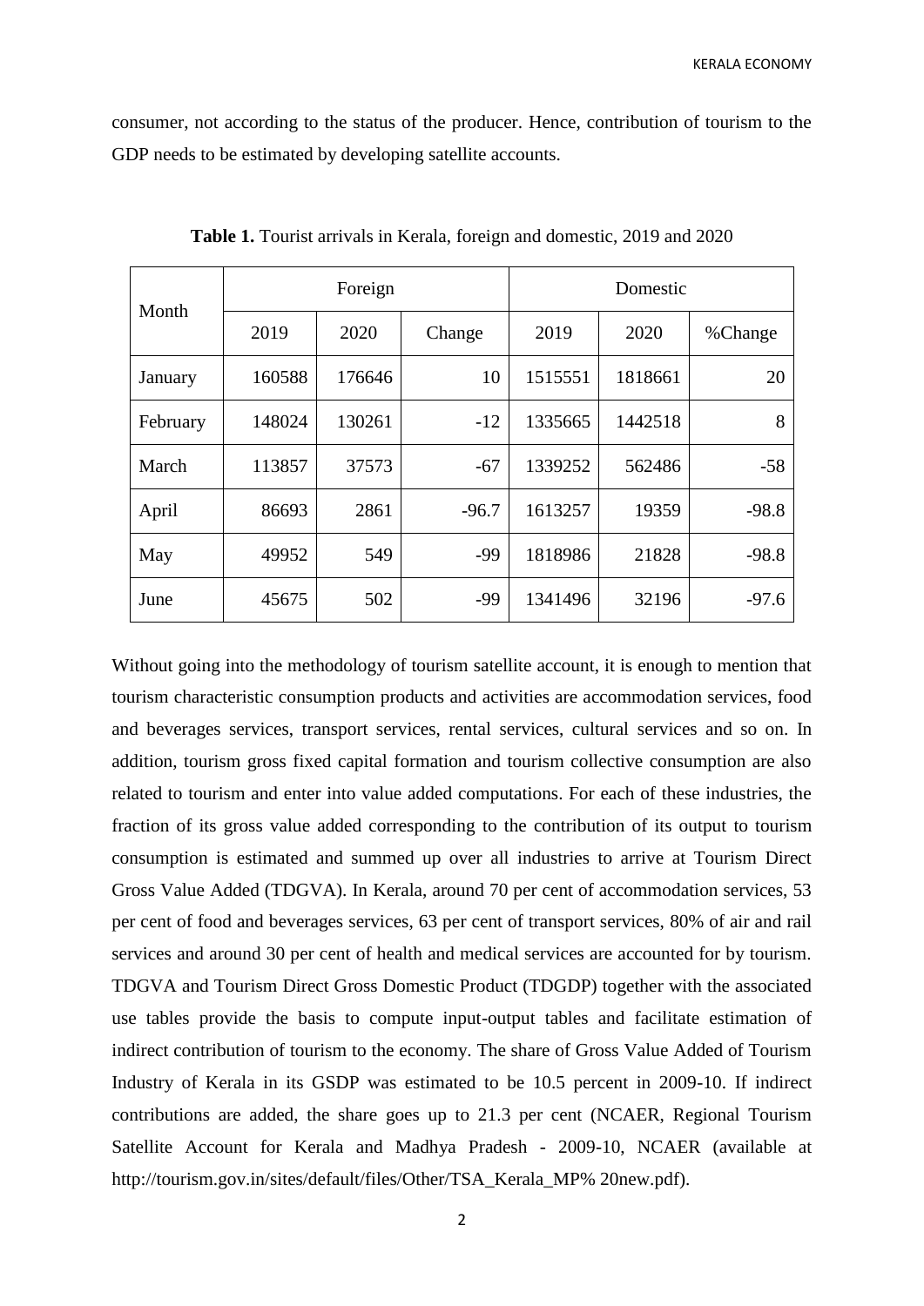consumer, not according to the status of the producer. Hence, contribution of tourism to the GDP needs to be estimated by developing satellite accounts.

**Table 1.** Tourist arrivals in Kerala, foreign and domestic, 2019 and 2020

| Month | Foreign | | | Domestic | | |
|---|---|---|---|---|---|---|
| | 2019 | 2020 | Change | 2019 | 2020 | %Change |
| January | 160588 | 176646 | 10 | 1515551 | 1818661 | 20 |
| February | 148024 | 130261 | -12 | 1335665 | 1442518 | 8 |
| March | 113857 | 37573 | -67 | 1339252 | 562486 | -58 |
| April | 86693 | 2861 | -96.7 | 1613257 | 19359 | -98.8 |
| May | 49952 | 549 | -99 | 1818986 | 21828 | -98.8 |
| June | 45675 | 502 | -99 | 1341496 | 32196 | -97.6 |

Without going into the methodology of tourism satellite account, it is enough to mention that tourism characteristic consumption products and activities are accommodation services, food and beverages services, transport services, rental services, cultural services and so on. In addition, tourism gross fixed capital formation and tourism collective consumption are also related to tourism and enter into value added computations. For each of these industries, the fraction of its gross value added corresponding to the contribution of its output to tourism consumption is estimated and summed up over all industries to arrive at Tourism Direct Gross Value Added (TDGVA). In Kerala, around 70 per cent of accommodation services, 53 per cent of food and beverages services, 63 per cent of transport services, 80% of air and rail services and around 30 per cent of health and medical services are accounted for by tourism. TDGVA and Tourism Direct Gross Domestic Product (TDGDP) together with the associated use tables provide the basis to compute input-output tables and facilitate estimation of indirect contribution of tourism to the economy. The share of Gross Value Added of Tourism Industry of Kerala in its GSDP was estimated to be 10.5 percent in 2009-10. If indirect contributions are added, the share goes up to 21.3 per cent (NCAER, Regional Tourism Satellite Account for Kerala and Madhya Pradesh - 2009-10, NCAER (available at http://tourism.gov.in/sites/default/files/Other/TSA_Kerala_MP% 20new.pdf).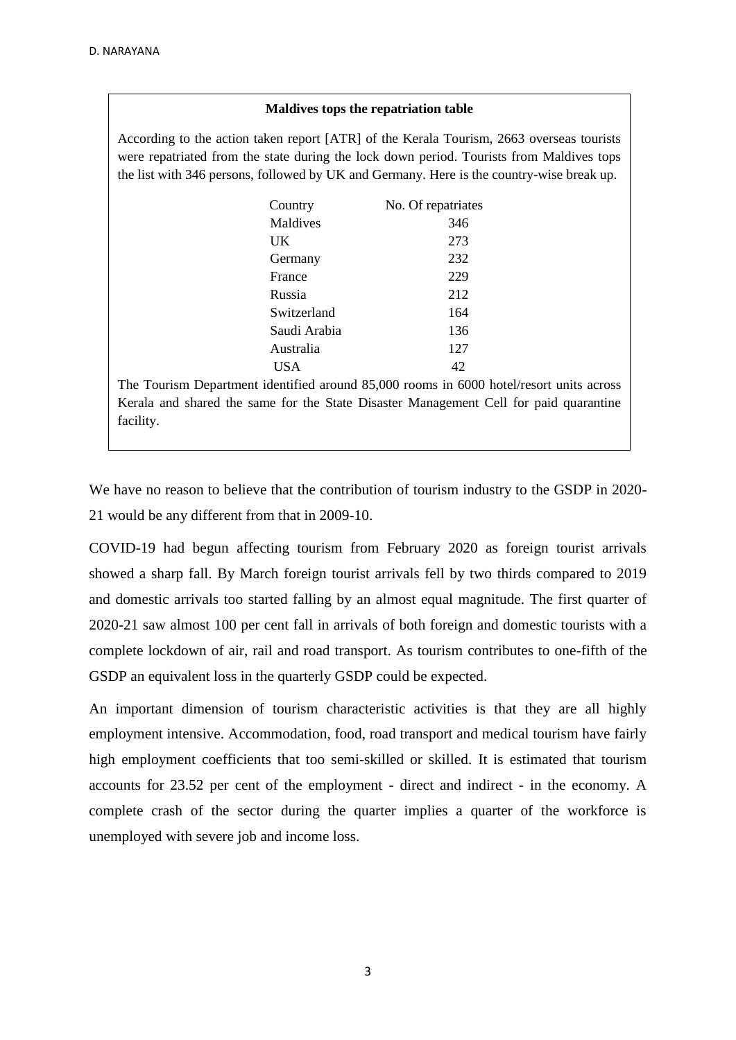**Maldives tops the repatriation table**

According to the action taken report [ATR] of the Kerala Tourism, 2663 overseas tourists were repatriated from the state during the lock down period. Tourists from Maldives tops the list with 346 persons, followed by UK and Germany. Here is the country-wise break up.

| Country | No. Of repatriates |
|---|---|
| Maldives | 346 |
| UK | 273 |
| Germany | 232 |
| France | 229 |
| Russia | 212 |
| Switzerland | 164 |
| Saudi Arabia | 136 |
| Australia | 127 |
| USA | 42 |

The Tourism Department identified around 85,000 rooms in 6000 hotel/resort units across Kerala and shared the same for the State Disaster Management Cell for paid quarantine facility.

We have no reason to believe that the contribution of tourism industry to the GSDP in 2020-21 would be any different from that in 2009-10.

COVID-19 had begun affecting tourism from February 2020 as foreign tourist arrivals showed a sharp fall. By March foreign tourist arrivals fell by two thirds compared to 2019 and domestic arrivals too started falling by an almost equal magnitude. The first quarter of 2020-21 saw almost 100 per cent fall in arrivals of both foreign and domestic tourists with a complete lockdown of air, rail and road transport. As tourism contributes to one-fifth of the GSDP an equivalent loss in the quarterly GSDP could be expected.

An important dimension of tourism characteristic activities is that they are all highly employment intensive. Accommodation, food, road transport and medical tourism have fairly high employment coefficients that too semi-skilled or skilled. It is estimated that tourism accounts for 23.52 per cent of the employment - direct and indirect - in the economy. A complete crash of the sector during the quarter implies a quarter of the workforce is unemployed with severe job and income loss.